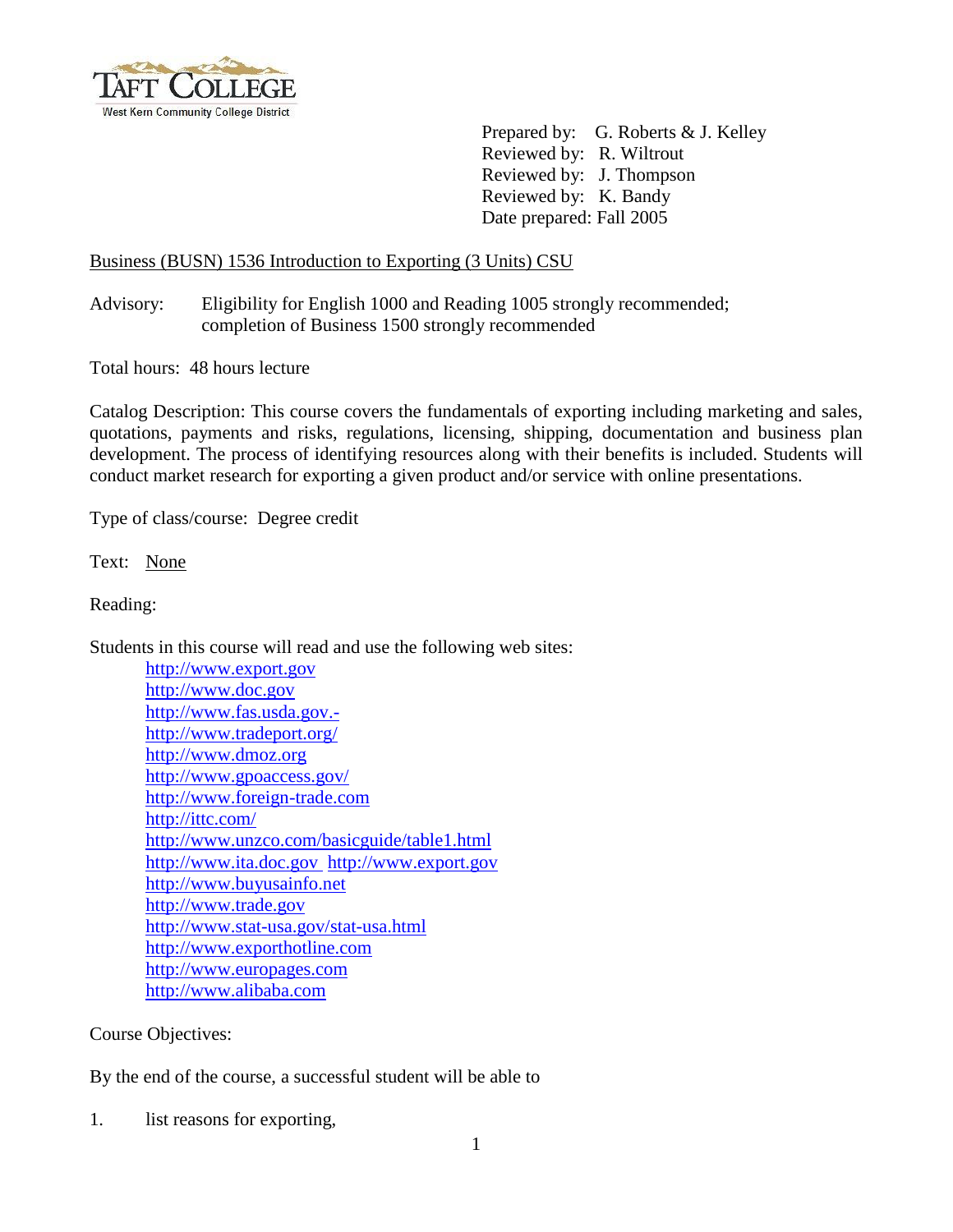Taft College
West Kern Community College District

Prepared by: G. Roberts & J. Kelley
Reviewed by: R. Wiltrout
Reviewed by: J. Thompson
Reviewed by: K. Bandy
Date prepared: Fall 2005

Business (BUSN) 1536 Introduction to Exporting (3 Units) CSU

Advisory: Eligibility for English 1000 and Reading 1005 strongly recommended; completion of Business 1500 strongly recommended

Total hours: 48 hours lecture

Catalog Description: This course covers the fundamentals of exporting including marketing and sales, quotations, payments and risks, regulations, licensing, shipping, documentation and business plan development. The process of identifying resources along with their benefits is included. Students will conduct market research for exporting a given product and/or service with online presentations.

Type of class/course: Degree credit

Text: None

Reading:

Students in this course will read and use the following web sites:

- http://www.export.gov
- http://www.doc.gov
- http://www.fas.usda.gov.-
- http://www.tradeport.org/
- http://www.dmoz.org
- http://www.gpoaccess.gov/
- http://www.foreign-trade.com
- http://ittc.com/
- http://www.unzco.com/basicguide/table1.html
- http://www.ita.doc.gov http://www.export.gov
- http://www.buyusainfo.net
- http://www.trade.gov
- http://www.stat-usa.gov/stat-usa.html
- http://www.exporthotline.com
- http://www.europages.com
- http://www.alibaba.com

Course Objectives:

By the end of the course, a successful student will be able to

1. list reasons for exporting,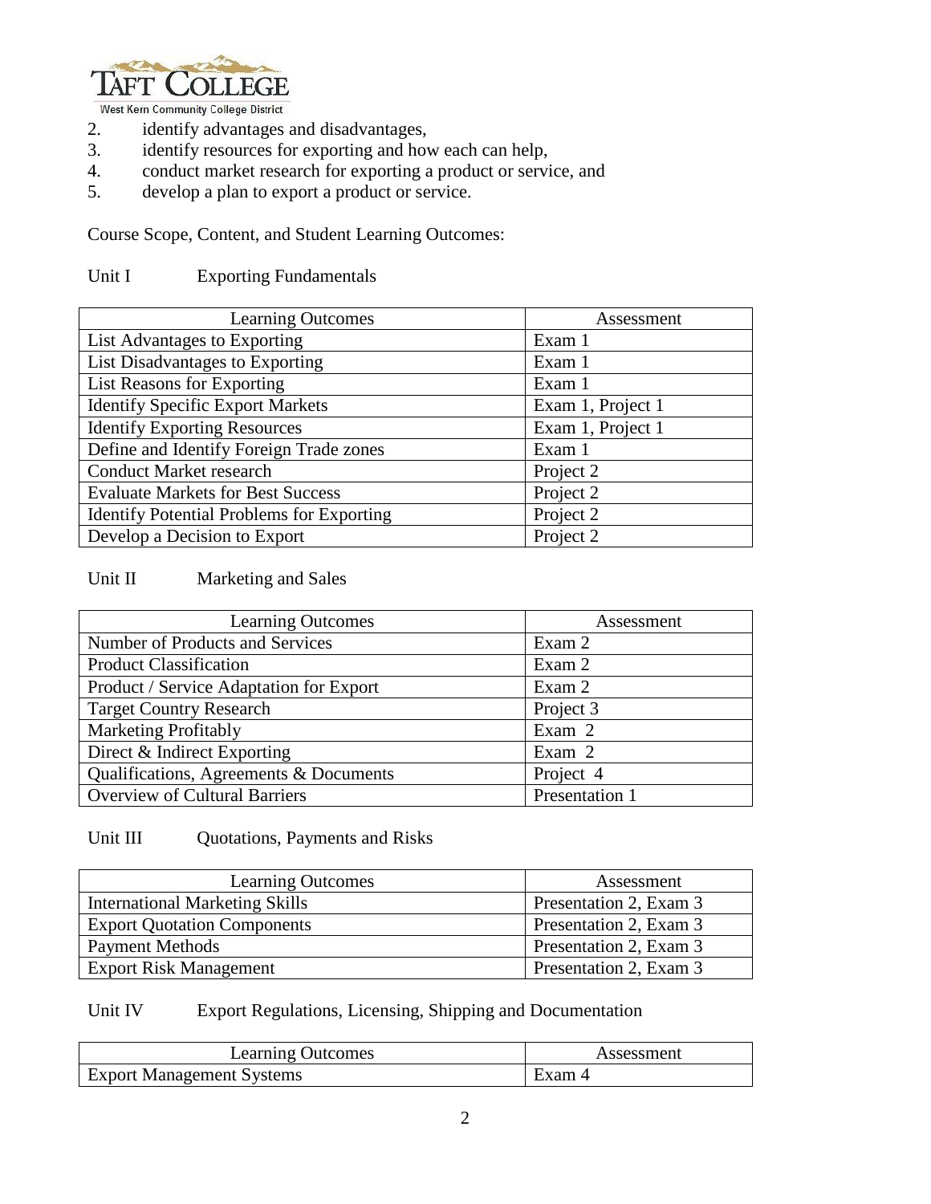2. identify advantages and disadvantages,
3. identify resources for exporting and how each can help,
4. conduct market research for exporting a product or service, and
5. develop a plan to export a product or service.

Course Scope, Content, and Student Learning Outcomes:

Unit I Exporting Fundamentals

| Learning Outcomes | Assessment |
|---|---|
| List Advantages to Exporting | Exam 1 |
| List Disadvantages to Exporting | Exam 1 |
| List Reasons for Exporting | Exam 1 |
| Identify Specific Export Markets | Exam 1, Project 1 |
| Identify Exporting Resources | Exam 1, Project 1 |
| Define and Identify Foreign Trade zones | Exam 1 |
| Conduct Market research | Project 2 |
| Evaluate Markets for Best Success | Project 2 |
| Identify Potential Problems for Exporting | Project 2 |
| Develop a Decision to Export | Project 2 |

Unit II Marketing and Sales

| Learning Outcomes | Assessment |
|---|---|
| Number of Products and Services | Exam 2 |
| Product Classification | Exam 2 |
| Product / Service Adaptation for Export | Exam 2 |
| Target Country Research | Project 3 |
| Marketing Profitably | Exam 2 |
| Direct & Indirect Exporting | Exam 2 |
| Qualifications, Agreements & Documents | Project 4 |
| Overview of Cultural Barriers | Presentation 1 |

Unit III Quotations, Payments and Risks

| Learning Outcomes | Assessment |
|---|---|
| International Marketing Skills | Presentation 2, Exam 3 |
| Export Quotation Components | Presentation 2, Exam 3 |
| Payment Methods | Presentation 2, Exam 3 |
| Export Risk Management | Presentation 2, Exam 3 |

Unit IV Export Regulations, Licensing, Shipping and Documentation

| Learning Outcomes | Assessment |
|---|---|
| Export Management Systems | Exam 4 |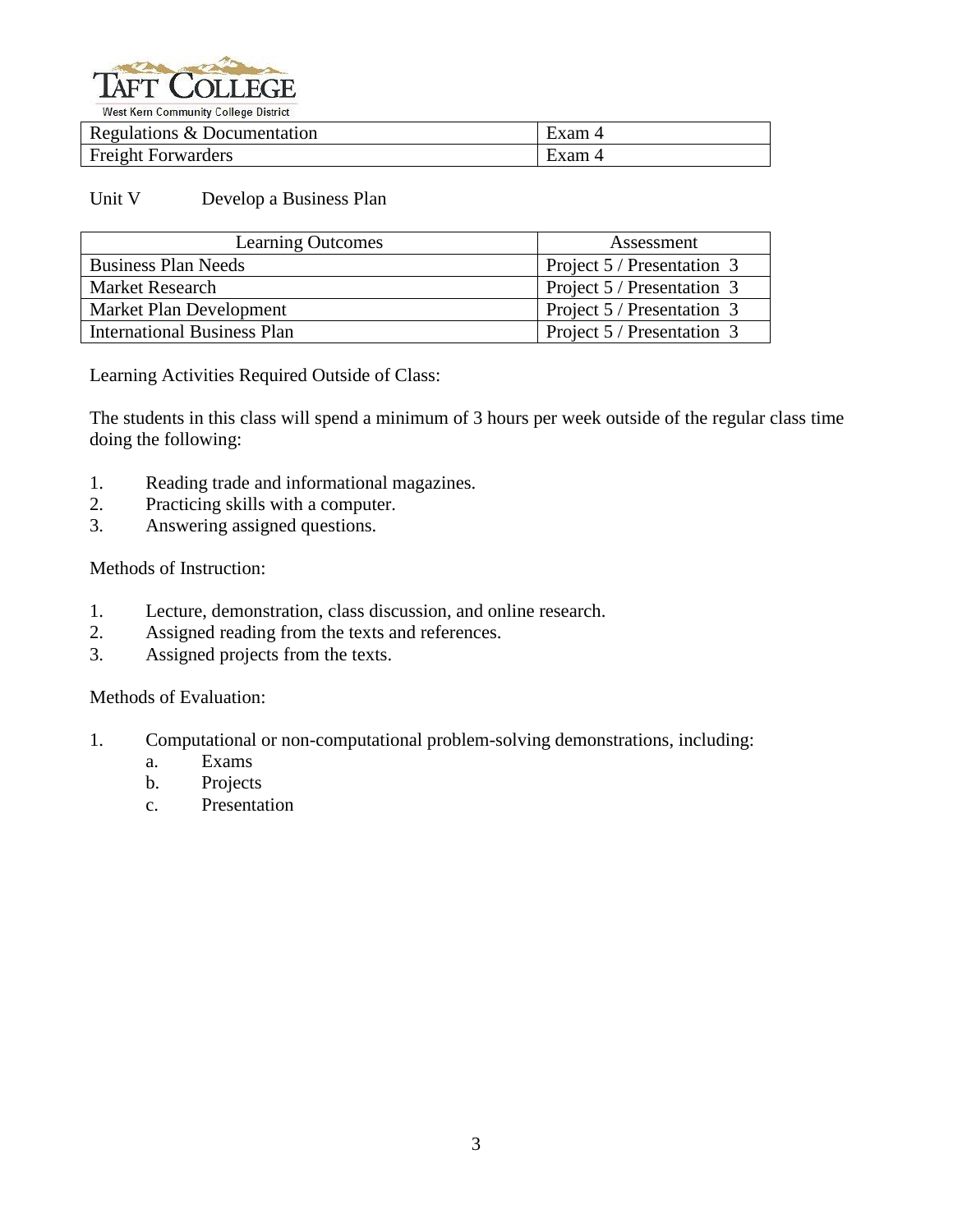| | |
|---|---|
| Regulations & Documentation | Exam 4 |
| Freight Forwarders | Exam 4 |

Unit V  Develop a Business Plan

| Learning Outcomes | Assessment |
|---|---|
| Business Plan Needs | Project 5 / Presentation 3 |
| Market Research | Project 5 / Presentation 3 |
| Market Plan Development | Project 5 / Presentation 3 |
| International Business Plan | Project 5 / Presentation 3 |

Learning Activities Required Outside of Class:

The students in this class will spend a minimum of 3 hours per week outside of the regular class time doing the following:

1. Reading trade and informational magazines.
2. Practicing skills with a computer.
3. Answering assigned questions.

Methods of Instruction:

1. Lecture, demonstration, class discussion, and online research.
2. Assigned reading from the texts and references.
3. Assigned projects from the texts.

Methods of Evaluation:

1. Computational or non-computational problem-solving demonstrations, including:
    a. Exams
    b. Projects
    c. Presentation